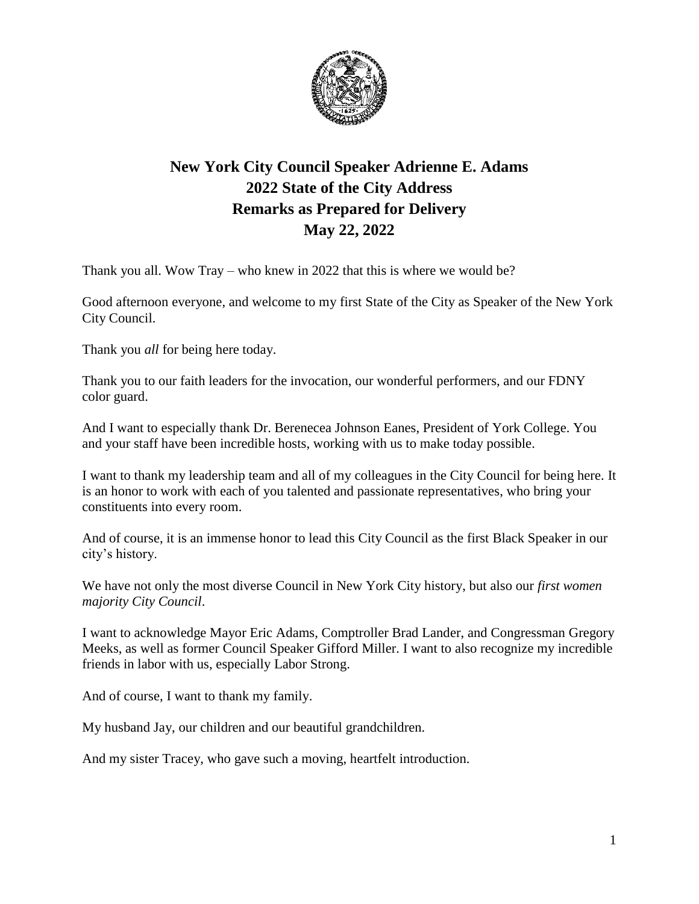# New York City Council Speaker Adrienne E. Adams
# 2022 State of the City Address
# Remarks as Prepared for Delivery
# May 22, 2022

Thank you all. Wow Tray – who knew in 2022 that this is where we would be?

Good afternoon everyone, and welcome to my first State of the City as Speaker of the New York City Council.

Thank you *all* for being here today.

Thank you to our faith leaders for the invocation, our wonderful performers, and our FDNY color guard.

And I want to especially thank Dr. Berenecea Johnson Eanes, President of York College. You and your staff have been incredible hosts, working with us to make today possible.

I want to thank my leadership team and all of my colleagues in the City Council for being here. It is an honor to work with each of you talented and passionate representatives, who bring your constituents into every room.

And of course, it is an immense honor to lead this City Council as the first Black Speaker in our city's history.

We have not only the most diverse Council in New York City history, but also our *first women majority City Council*.

I want to acknowledge Mayor Eric Adams, Comptroller Brad Lander, and Congressman Gregory Meeks, as well as former Council Speaker Gifford Miller. I want to also recognize my incredible friends in labor with us, especially Labor Strong.

And of course, I want to thank my family.

My husband Jay, our children and our beautiful grandchildren.

And my sister Tracey, who gave such a moving, heartfelt introduction.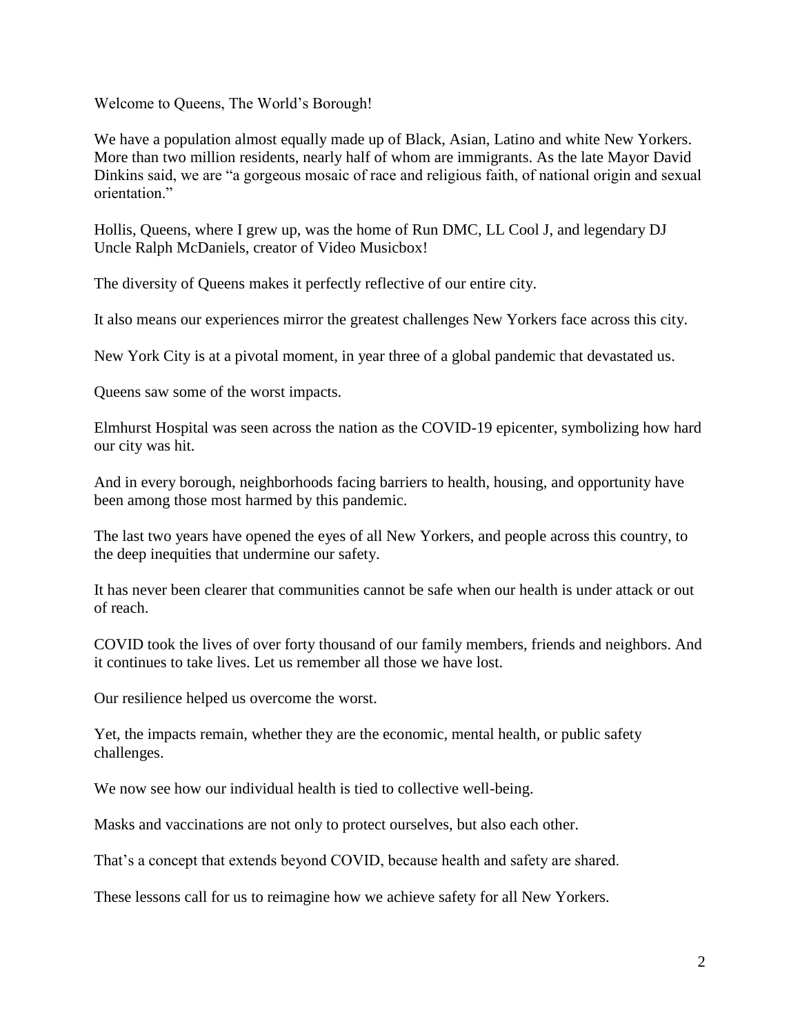Welcome to Queens, The World's Borough!

We have a population almost equally made up of Black, Asian, Latino and white New Yorkers. More than two million residents, nearly half of whom are immigrants. As the late Mayor David Dinkins said, we are "a gorgeous mosaic of race and religious faith, of national origin and sexual orientation."

Hollis, Queens, where I grew up, was the home of Run DMC, LL Cool J, and legendary DJ Uncle Ralph McDaniels, creator of Video Musicbox!

The diversity of Queens makes it perfectly reflective of our entire city.

It also means our experiences mirror the greatest challenges New Yorkers face across this city.

New York City is at a pivotal moment, in year three of a global pandemic that devastated us.

Queens saw some of the worst impacts.

Elmhurst Hospital was seen across the nation as the COVID-19 epicenter, symbolizing how hard our city was hit.

And in every borough, neighborhoods facing barriers to health, housing, and opportunity have been among those most harmed by this pandemic.

The last two years have opened the eyes of all New Yorkers, and people across this country, to the deep inequities that undermine our safety.

It has never been clearer that communities cannot be safe when our health is under attack or out of reach.

COVID took the lives of over forty thousand of our family members, friends and neighbors. And it continues to take lives. Let us remember all those we have lost.

Our resilience helped us overcome the worst.

Yet, the impacts remain, whether they are the economic, mental health, or public safety challenges.

We now see how our individual health is tied to collective well-being.

Masks and vaccinations are not only to protect ourselves, but also each other.

That's a concept that extends beyond COVID, because health and safety are shared.

These lessons call for us to reimagine how we achieve safety for all New Yorkers.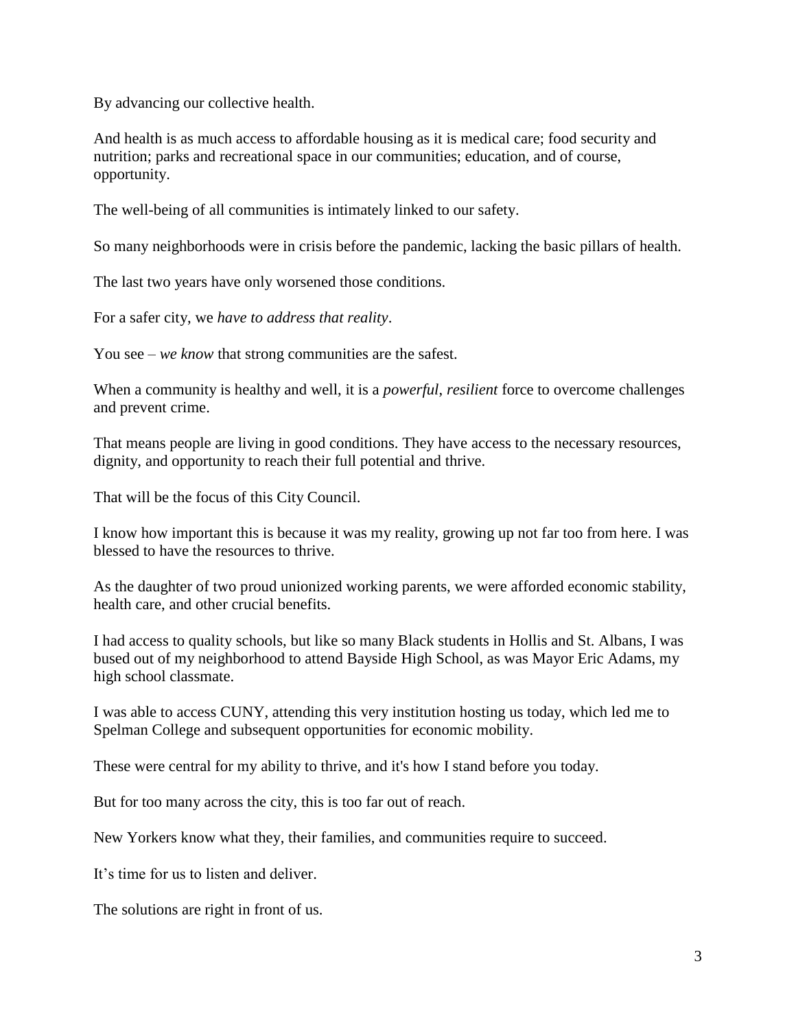By advancing our collective health.

And health is as much access to affordable housing as it is medical care; food security and nutrition; parks and recreational space in our communities; education, and of course, opportunity.

The well-being of all communities is intimately linked to our safety.

So many neighborhoods were in crisis before the pandemic, lacking the basic pillars of health.

The last two years have only worsened those conditions.

For a safer city, we *have to address that reality*.

You see – *we know* that strong communities are the safest.

When a community is healthy and well, it is a *powerful*, *resilient* force to overcome challenges and prevent crime.

That means people are living in good conditions. They have access to the necessary resources, dignity, and opportunity to reach their full potential and thrive.

That will be the focus of this City Council.

I know how important this is because it was my reality, growing up not far too from here. I was blessed to have the resources to thrive.

As the daughter of two proud unionized working parents, we were afforded economic stability, health care, and other crucial benefits.

I had access to quality schools, but like so many Black students in Hollis and St. Albans, I was bused out of my neighborhood to attend Bayside High School, as was Mayor Eric Adams, my high school classmate.

I was able to access CUNY, attending this very institution hosting us today, which led me to Spelman College and subsequent opportunities for economic mobility.

These were central for my ability to thrive, and it's how I stand before you today.

But for too many across the city, this is too far out of reach.

New Yorkers know what they, their families, and communities require to succeed.

It's time for us to listen and deliver.

The solutions are right in front of us.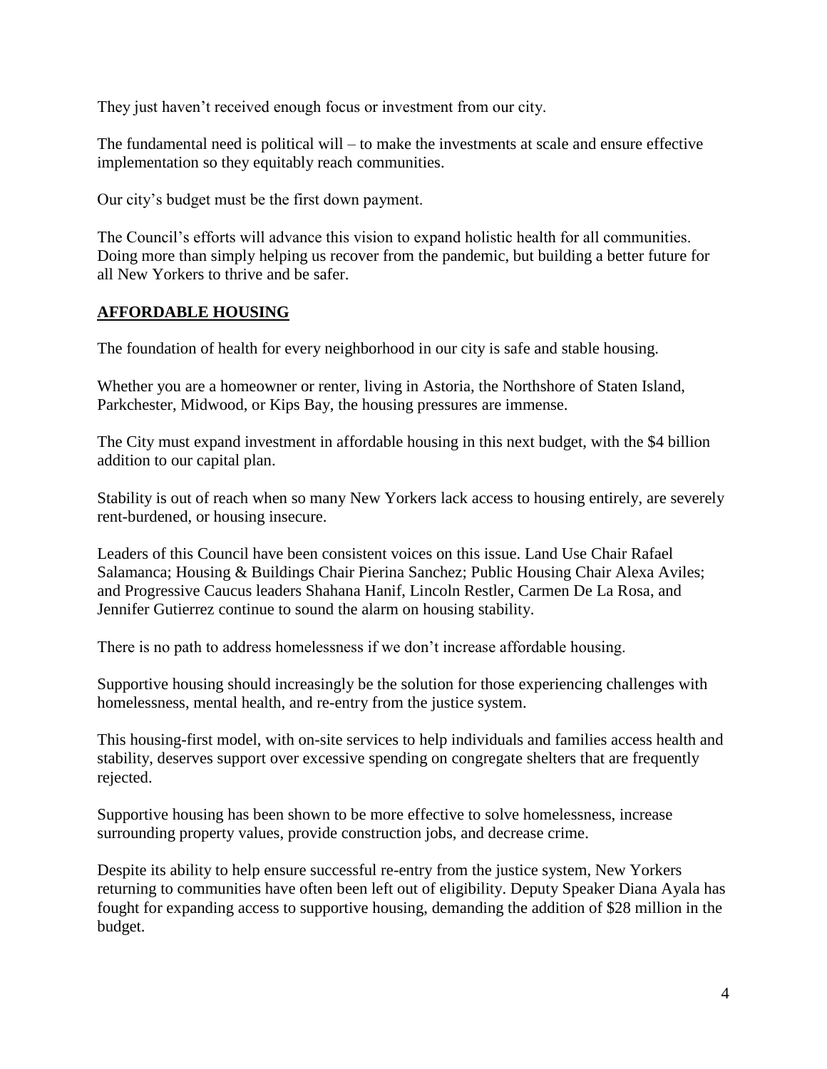They just haven't received enough focus or investment from our city.

The fundamental need is political will – to make the investments at scale and ensure effective implementation so they equitably reach communities.

Our city's budget must be the first down payment.

The Council's efforts will advance this vision to expand holistic health for all communities. Doing more than simply helping us recover from the pandemic, but building a better future for all New Yorkers to thrive and be safer.

## AFFORDABLE HOUSING

The foundation of health for every neighborhood in our city is safe and stable housing.

Whether you are a homeowner or renter, living in Astoria, the Northshore of Staten Island, Parkchester, Midwood, or Kips Bay, the housing pressures are immense.

The City must expand investment in affordable housing in this next budget, with the $4 billion addition to our capital plan.

Stability is out of reach when so many New Yorkers lack access to housing entirely, are severely rent-burdened, or housing insecure.

Leaders of this Council have been consistent voices on this issue. Land Use Chair Rafael Salamanca; Housing & Buildings Chair Pierina Sanchez; Public Housing Chair Alexa Aviles; and Progressive Caucus leaders Shahana Hanif, Lincoln Restler, Carmen De La Rosa, and Jennifer Gutierrez continue to sound the alarm on housing stability.

There is no path to address homelessness if we don't increase affordable housing.

Supportive housing should increasingly be the solution for those experiencing challenges with homelessness, mental health, and re-entry from the justice system.

This housing-first model, with on-site services to help individuals and families access health and stability, deserves support over excessive spending on congregate shelters that are frequently rejected.

Supportive housing has been shown to be more effective to solve homelessness, increase surrounding property values, provide construction jobs, and decrease crime.

Despite its ability to help ensure successful re-entry from the justice system, New Yorkers returning to communities have often been left out of eligibility. Deputy Speaker Diana Ayala has fought for expanding access to supportive housing, demanding the addition of $28 million in the budget.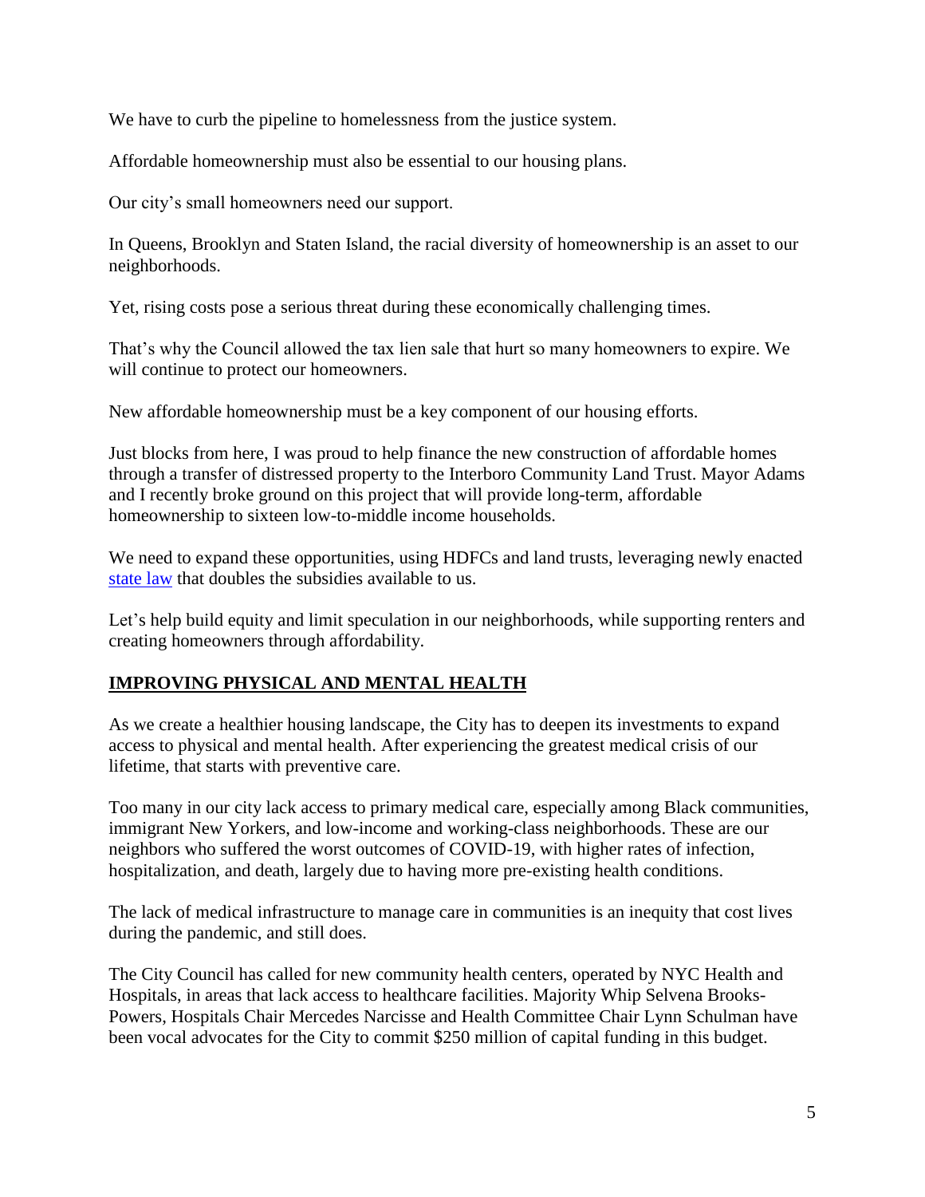We have to curb the pipeline to homelessness from the justice system.

Affordable homeownership must also be essential to our housing plans.

Our city's small homeowners need our support.

In Queens, Brooklyn and Staten Island, the racial diversity of homeownership is an asset to our neighborhoods.

Yet, rising costs pose a serious threat during these economically challenging times.

That's why the Council allowed the tax lien sale that hurt so many homeowners to expire. We will continue to protect our homeowners.

New affordable homeownership must be a key component of our housing efforts.

Just blocks from here, I was proud to help finance the new construction of affordable homes through a transfer of distressed property to the Interboro Community Land Trust. Mayor Adams and I recently broke ground on this project that will provide long-term, affordable homeownership to sixteen low-to-middle income households.

We need to expand these opportunities, using HDFCs and land trusts, leveraging newly enacted state law that doubles the subsidies available to us.

Let's help build equity and limit speculation in our neighborhoods, while supporting renters and creating homeowners through affordability.

## IMPROVING PHYSICAL AND MENTAL HEALTH

As we create a healthier housing landscape, the City has to deepen its investments to expand access to physical and mental health. After experiencing the greatest medical crisis of our lifetime, that starts with preventive care.

Too many in our city lack access to primary medical care, especially among Black communities, immigrant New Yorkers, and low-income and working-class neighborhoods. These are our neighbors who suffered the worst outcomes of COVID-19, with higher rates of infection, hospitalization, and death, largely due to having more pre-existing health conditions.

The lack of medical infrastructure to manage care in communities is an inequity that cost lives during the pandemic, and still does.

The City Council has called for new community health centers, operated by NYC Health and Hospitals, in areas that lack access to healthcare facilities. Majority Whip Selvena Brooks-Powers, Hospitals Chair Mercedes Narcisse and Health Committee Chair Lynn Schulman have been vocal advocates for the City to commit $250 million of capital funding in this budget.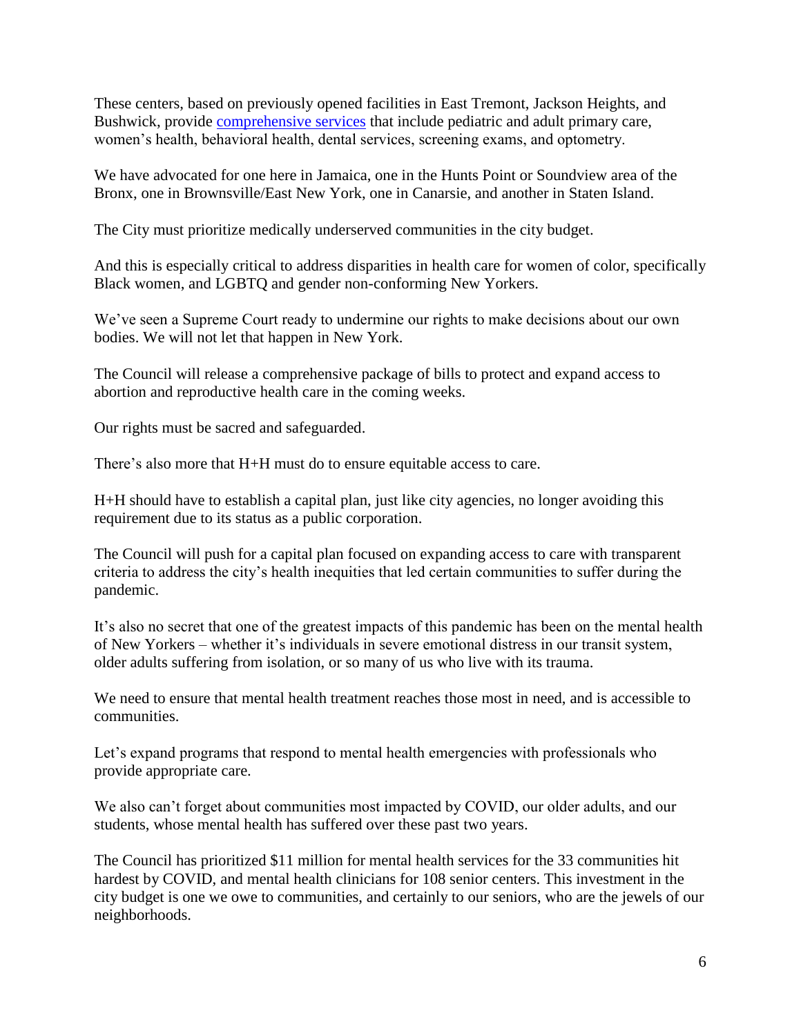These centers, based on previously opened facilities in East Tremont, Jackson Heights, and Bushwick, provide comprehensive services that include pediatric and adult primary care, women's health, behavioral health, dental services, screening exams, and optometry.

We have advocated for one here in Jamaica, one in the Hunts Point or Soundview area of the Bronx, one in Brownsville/East New York, one in Canarsie, and another in Staten Island.

The City must prioritize medically underserved communities in the city budget.

And this is especially critical to address disparities in health care for women of color, specifically Black women, and LGBTQ and gender non-conforming New Yorkers.

We've seen a Supreme Court ready to undermine our rights to make decisions about our own bodies. We will not let that happen in New York.

The Council will release a comprehensive package of bills to protect and expand access to abortion and reproductive health care in the coming weeks.

Our rights must be sacred and safeguarded.

There's also more that H+H must do to ensure equitable access to care.

H+H should have to establish a capital plan, just like city agencies, no longer avoiding this requirement due to its status as a public corporation.

The Council will push for a capital plan focused on expanding access to care with transparent criteria to address the city's health inequities that led certain communities to suffer during the pandemic.

It's also no secret that one of the greatest impacts of this pandemic has been on the mental health of New Yorkers – whether it's individuals in severe emotional distress in our transit system, older adults suffering from isolation, or so many of us who live with its trauma.

We need to ensure that mental health treatment reaches those most in need, and is accessible to communities.

Let's expand programs that respond to mental health emergencies with professionals who provide appropriate care.

We also can't forget about communities most impacted by COVID, our older adults, and our students, whose mental health has suffered over these past two years.

The Council has prioritized $11 million for mental health services for the 33 communities hit hardest by COVID, and mental health clinicians for 108 senior centers. This investment in the city budget is one we owe to communities, and certainly to our seniors, who are the jewels of our neighborhoods.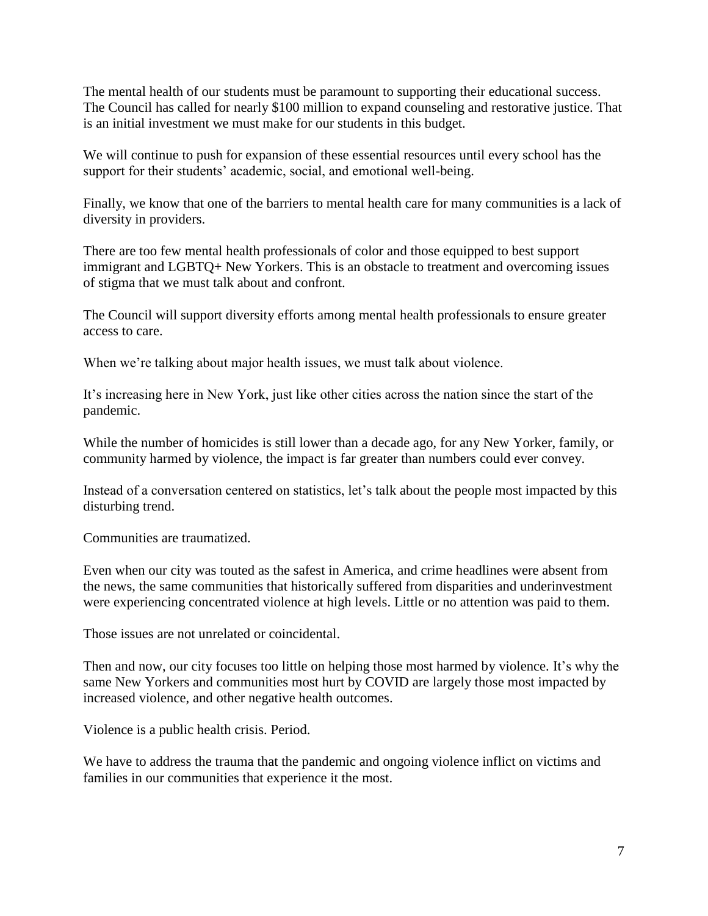The mental health of our students must be paramount to supporting their educational success. The Council has called for nearly $100 million to expand counseling and restorative justice. That is an initial investment we must make for our students in this budget.

We will continue to push for expansion of these essential resources until every school has the support for their students' academic, social, and emotional well-being.

Finally, we know that one of the barriers to mental health care for many communities is a lack of diversity in providers.

There are too few mental health professionals of color and those equipped to best support immigrant and LGBTQ+ New Yorkers. This is an obstacle to treatment and overcoming issues of stigma that we must talk about and confront.

The Council will support diversity efforts among mental health professionals to ensure greater access to care.

When we're talking about major health issues, we must talk about violence.

It's increasing here in New York, just like other cities across the nation since the start of the pandemic.

While the number of homicides is still lower than a decade ago, for any New Yorker, family, or community harmed by violence, the impact is far greater than numbers could ever convey.

Instead of a conversation centered on statistics, let's talk about the people most impacted by this disturbing trend.

Communities are traumatized.

Even when our city was touted as the safest in America, and crime headlines were absent from the news, the same communities that historically suffered from disparities and underinvestment were experiencing concentrated violence at high levels. Little or no attention was paid to them.

Those issues are not unrelated or coincidental.

Then and now, our city focuses too little on helping those most harmed by violence. It's why the same New Yorkers and communities most hurt by COVID are largely those most impacted by increased violence, and other negative health outcomes.

Violence is a public health crisis. Period.

We have to address the trauma that the pandemic and ongoing violence inflict on victims and families in our communities that experience it the most.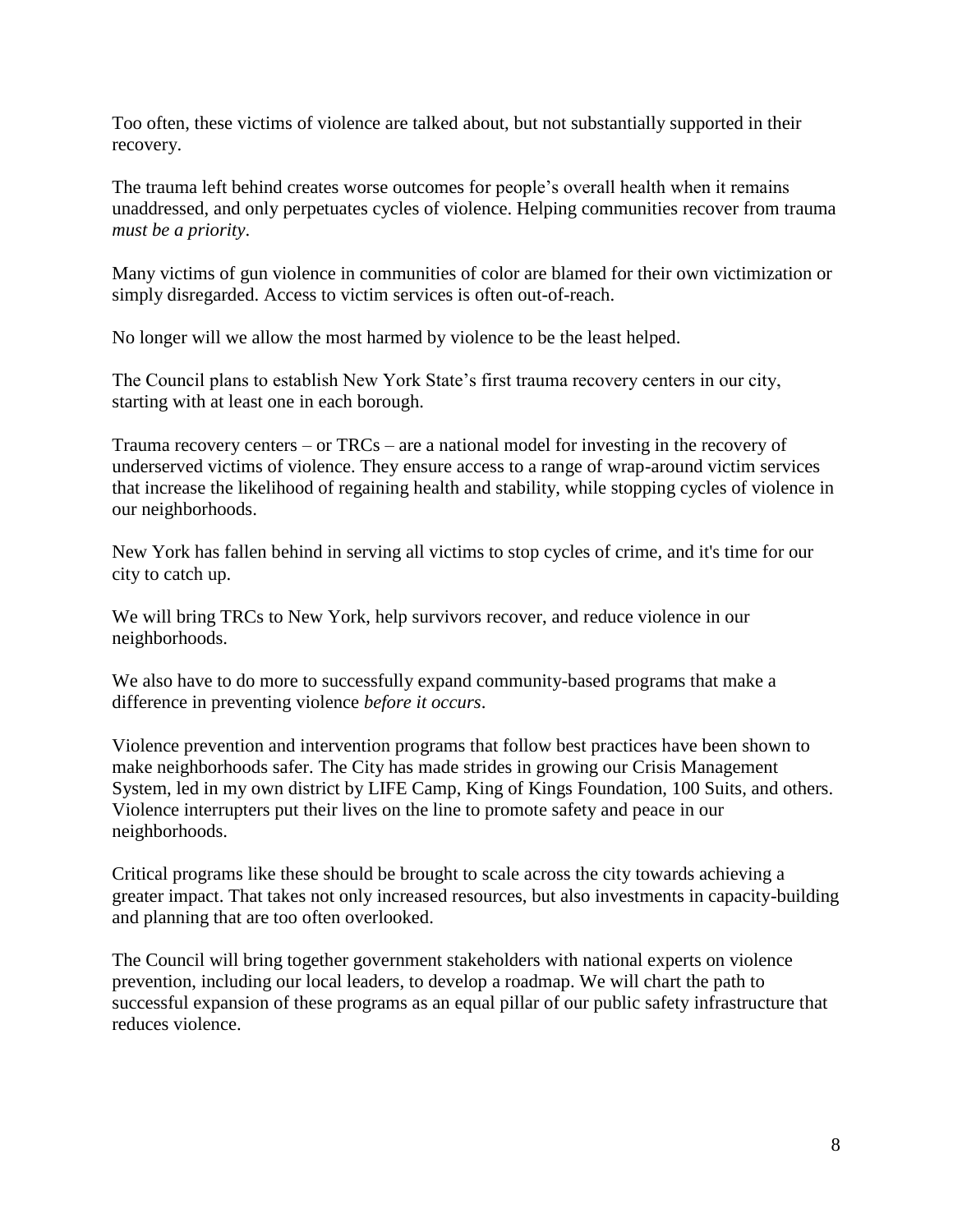Too often, these victims of violence are talked about, but not substantially supported in their recovery.

The trauma left behind creates worse outcomes for people's overall health when it remains unaddressed, and only perpetuates cycles of violence. Helping communities recover from trauma *must be a priority*.

Many victims of gun violence in communities of color are blamed for their own victimization or simply disregarded. Access to victim services is often out-of-reach.

No longer will we allow the most harmed by violence to be the least helped.

The Council plans to establish New York State's first trauma recovery centers in our city, starting with at least one in each borough.

Trauma recovery centers – or TRCs – are a national model for investing in the recovery of underserved victims of violence. They ensure access to a range of wrap-around victim services that increase the likelihood of regaining health and stability, while stopping cycles of violence in our neighborhoods.

New York has fallen behind in serving all victims to stop cycles of crime, and it's time for our city to catch up.

We will bring TRCs to New York, help survivors recover, and reduce violence in our neighborhoods.

We also have to do more to successfully expand community-based programs that make a difference in preventing violence *before it occurs*.

Violence prevention and intervention programs that follow best practices have been shown to make neighborhoods safer. The City has made strides in growing our Crisis Management System, led in my own district by LIFE Camp, King of Kings Foundation, 100 Suits, and others. Violence interrupters put their lives on the line to promote safety and peace in our neighborhoods.

Critical programs like these should be brought to scale across the city towards achieving a greater impact. That takes not only increased resources, but also investments in capacity-building and planning that are too often overlooked.

The Council will bring together government stakeholders with national experts on violence prevention, including our local leaders, to develop a roadmap. We will chart the path to successful expansion of these programs as an equal pillar of our public safety infrastructure that reduces violence.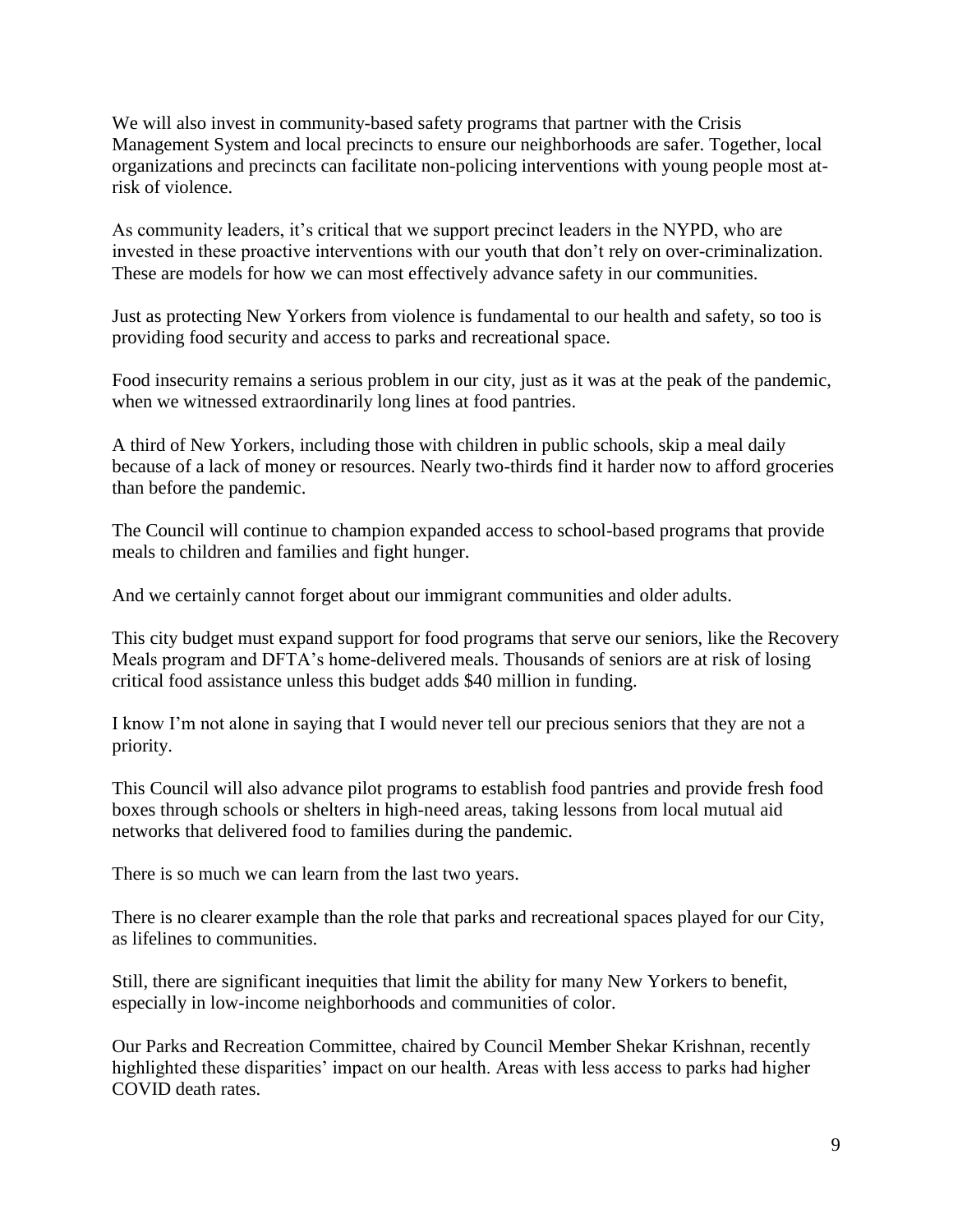We will also invest in community-based safety programs that partner with the Crisis Management System and local precincts to ensure our neighborhoods are safer. Together, local organizations and precincts can facilitate non-policing interventions with young people most at-risk of violence.

As community leaders, it's critical that we support precinct leaders in the NYPD, who are invested in these proactive interventions with our youth that don't rely on over-criminalization. These are models for how we can most effectively advance safety in our communities.

Just as protecting New Yorkers from violence is fundamental to our health and safety, so too is providing food security and access to parks and recreational space.

Food insecurity remains a serious problem in our city, just as it was at the peak of the pandemic, when we witnessed extraordinarily long lines at food pantries.

A third of New Yorkers, including those with children in public schools, skip a meal daily because of a lack of money or resources. Nearly two-thirds find it harder now to afford groceries than before the pandemic.

The Council will continue to champion expanded access to school-based programs that provide meals to children and families and fight hunger.

And we certainly cannot forget about our immigrant communities and older adults.

This city budget must expand support for food programs that serve our seniors, like the Recovery Meals program and DFTA's home-delivered meals. Thousands of seniors are at risk of losing critical food assistance unless this budget adds $40 million in funding.

I know I'm not alone in saying that I would never tell our precious seniors that they are not a priority.

This Council will also advance pilot programs to establish food pantries and provide fresh food boxes through schools or shelters in high-need areas, taking lessons from local mutual aid networks that delivered food to families during the pandemic.

There is so much we can learn from the last two years.

There is no clearer example than the role that parks and recreational spaces played for our City, as lifelines to communities.

Still, there are significant inequities that limit the ability for many New Yorkers to benefit, especially in low-income neighborhoods and communities of color.

Our Parks and Recreation Committee, chaired by Council Member Shekar Krishnan, recently highlighted these disparities' impact on our health. Areas with less access to parks had higher COVID death rates.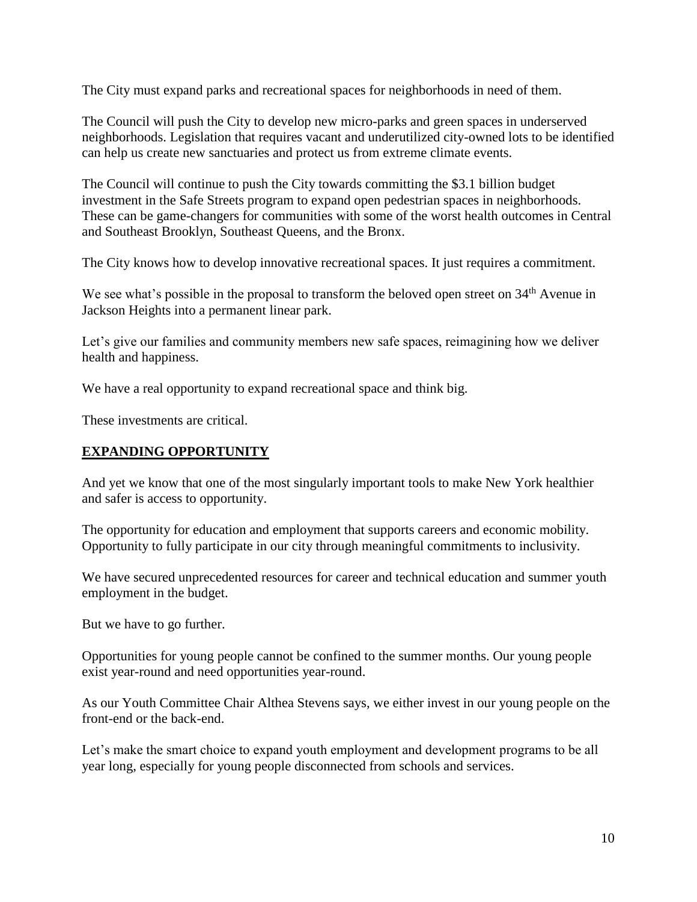The City must expand parks and recreational spaces for neighborhoods in need of them.

The Council will push the City to develop new micro-parks and green spaces in underserved neighborhoods. Legislation that requires vacant and underutilized city-owned lots to be identified can help us create new sanctuaries and protect us from extreme climate events.

The Council will continue to push the City towards committing the $3.1 billion budget investment in the Safe Streets program to expand open pedestrian spaces in neighborhoods. These can be game-changers for communities with some of the worst health outcomes in Central and Southeast Brooklyn, Southeast Queens, and the Bronx.

The City knows how to develop innovative recreational spaces. It just requires a commitment.

We see what's possible in the proposal to transform the beloved open street on 34th Avenue in Jackson Heights into a permanent linear park.

Let's give our families and community members new safe spaces, reimagining how we deliver health and happiness.

We have a real opportunity to expand recreational space and think big.

These investments are critical.

## **EXPANDING OPPORTUNITY**

And yet we know that one of the most singularly important tools to make New York healthier and safer is access to opportunity.

The opportunity for education and employment that supports careers and economic mobility. Opportunity to fully participate in our city through meaningful commitments to inclusivity.

We have secured unprecedented resources for career and technical education and summer youth employment in the budget.

But we have to go further.

Opportunities for young people cannot be confined to the summer months. Our young people exist year-round and need opportunities year-round.

As our Youth Committee Chair Althea Stevens says, we either invest in our young people on the front-end or the back-end.

Let's make the smart choice to expand youth employment and development programs to be all year long, especially for young people disconnected from schools and services.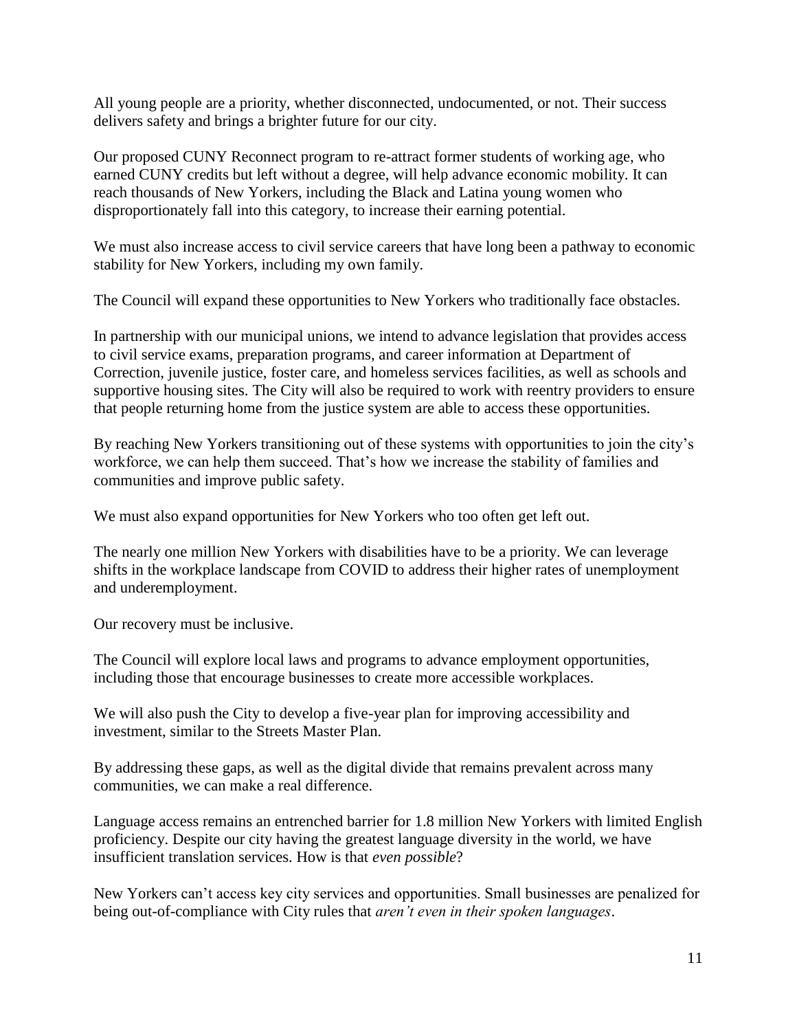All young people are a priority, whether disconnected, undocumented, or not. Their success delivers safety and brings a brighter future for our city.

Our proposed CUNY Reconnect program to re-attract former students of working age, who earned CUNY credits but left without a degree, will help advance economic mobility. It can reach thousands of New Yorkers, including the Black and Latina young women who disproportionately fall into this category, to increase their earning potential.

We must also increase access to civil service careers that have long been a pathway to economic stability for New Yorkers, including my own family.

The Council will expand these opportunities to New Yorkers who traditionally face obstacles.

In partnership with our municipal unions, we intend to advance legislation that provides access to civil service exams, preparation programs, and career information at Department of Correction, juvenile justice, foster care, and homeless services facilities, as well as schools and supportive housing sites. The City will also be required to work with reentry providers to ensure that people returning home from the justice system are able to access these opportunities.

By reaching New Yorkers transitioning out of these systems with opportunities to join the city's workforce, we can help them succeed. That's how we increase the stability of families and communities and improve public safety.

We must also expand opportunities for New Yorkers who too often get left out.

The nearly one million New Yorkers with disabilities have to be a priority. We can leverage shifts in the workplace landscape from COVID to address their higher rates of unemployment and underemployment.

Our recovery must be inclusive.

The Council will explore local laws and programs to advance employment opportunities, including those that encourage businesses to create more accessible workplaces.

We will also push the City to develop a five-year plan for improving accessibility and investment, similar to the Streets Master Plan.

By addressing these gaps, as well as the digital divide that remains prevalent across many communities, we can make a real difference.

Language access remains an entrenched barrier for 1.8 million New Yorkers with limited English proficiency. Despite our city having the greatest language diversity in the world, we have insufficient translation services. How is that *even possible*?

New Yorkers can't access key city services and opportunities. Small businesses are penalized for being out-of-compliance with City rules that *aren't even in their spoken languages*.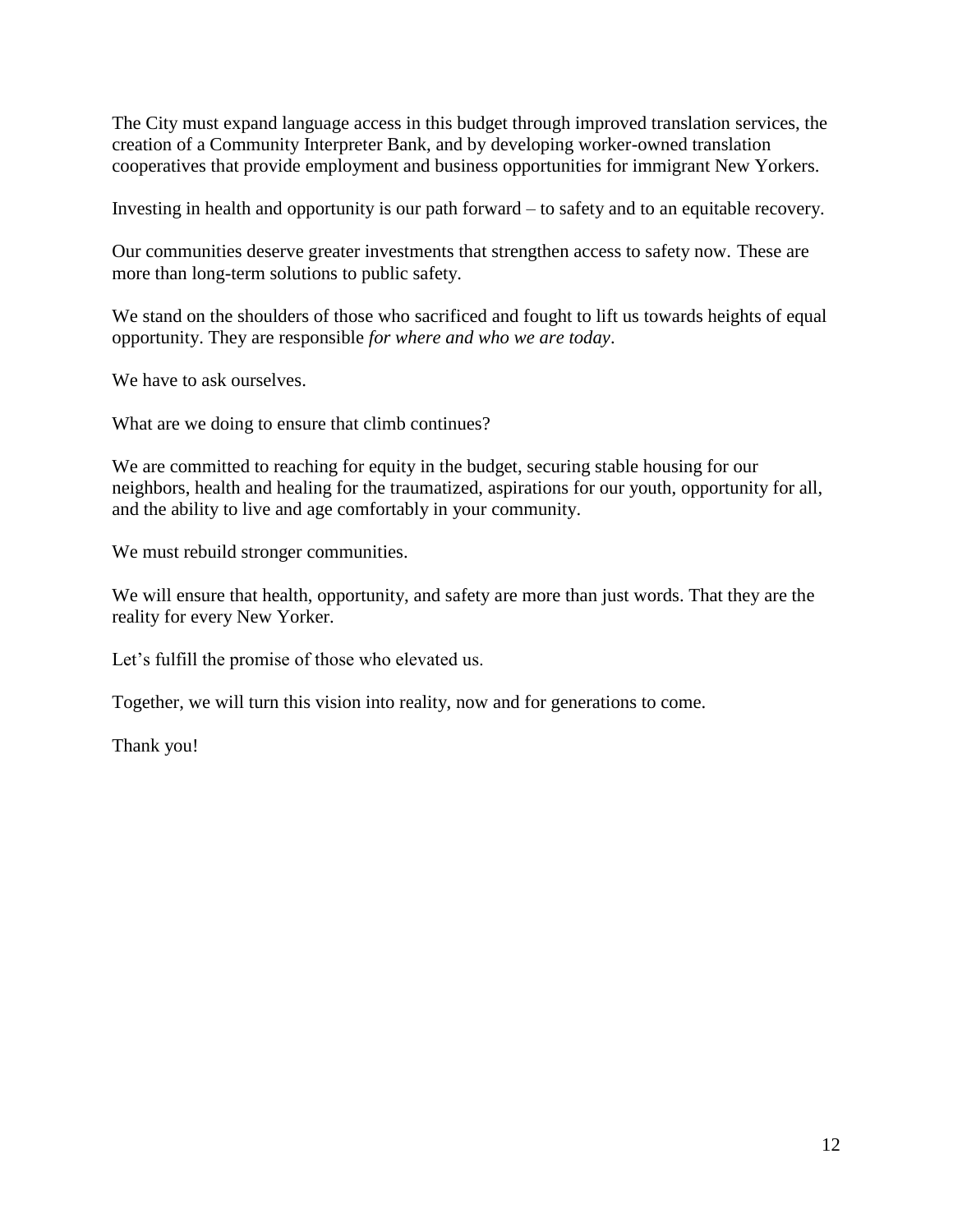The City must expand language access in this budget through improved translation services, the creation of a Community Interpreter Bank, and by developing worker-owned translation cooperatives that provide employment and business opportunities for immigrant New Yorkers.

Investing in health and opportunity is our path forward – to safety and to an equitable recovery.

Our communities deserve greater investments that strengthen access to safety now. These are more than long-term solutions to public safety.

We stand on the shoulders of those who sacrificed and fought to lift us towards heights of equal opportunity. They are responsible *for where and who we are today*.

We have to ask ourselves.

What are we doing to ensure that climb continues?

We are committed to reaching for equity in the budget, securing stable housing for our neighbors, health and healing for the traumatized, aspirations for our youth, opportunity for all, and the ability to live and age comfortably in your community.

We must rebuild stronger communities.

We will ensure that health, opportunity, and safety are more than just words. That they are the reality for every New Yorker.

Let's fulfill the promise of those who elevated us.

Together, we will turn this vision into reality, now and for generations to come.

Thank you!